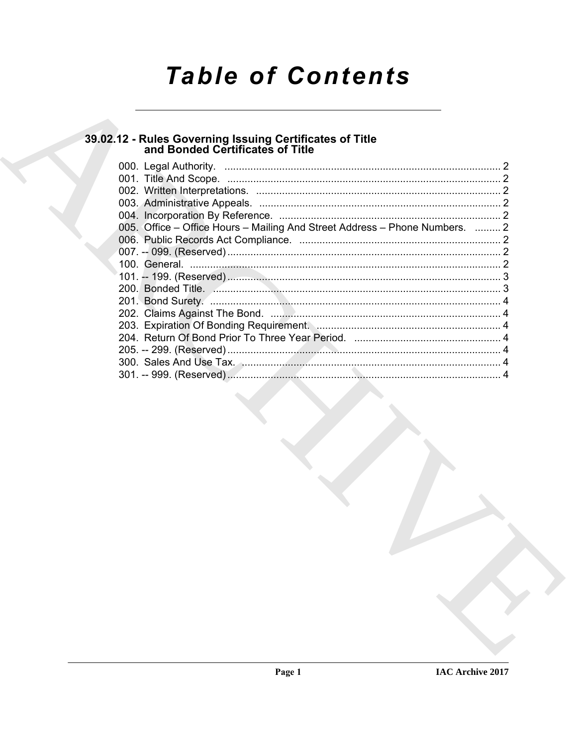# Table of Contents

## 39.02.12 - Rules Governing Issuing Certificates of Title and Bonded Certificates of Title

000. Legal Authority. ........ 2
001. Title And Scope. ........ 2
002. Written Interpretations. ........ 2
003. Administrative Appeals. ........ 2
004. Incorporation By Reference. ........ 2
005. Office – Office Hours – Mailing And Street Address – Phone Numbers. ........ 2
006. Public Records Act Compliance. ........ 2
007. -- 099. (Reserved) ........ 2
100. General. ........ 2
101. -- 199. (Reserved) ........ 3
200. Bonded Title. ........ 3
201. Bond Surety. ........ 4
202. Claims Against The Bond. ........ 4
203. Expiration Of Bonding Requirement. ........ 4
204. Return Of Bond Prior To Three Year Period. ........ 4
205. -- 299. (Reserved) ........ 4
300. Sales And Use Tax. ........ 4
301. -- 999. (Reserved) ........ 4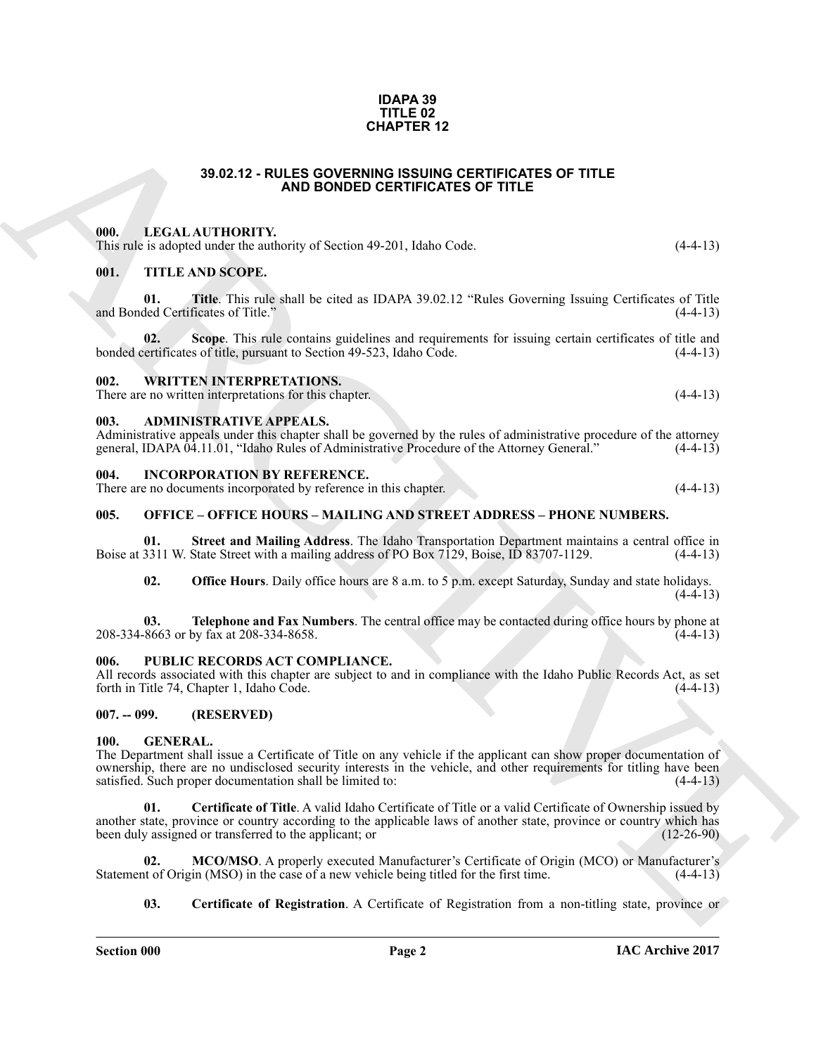# IDAPA 39
# TITLE 02
# CHAPTER 12

## 39.02.12 - RULES GOVERNING ISSUING CERTIFICATES OF TITLE AND BONDED CERTIFICATES OF TITLE

### 000. LEGAL AUTHORITY.

This rule is adopted under the authority of Section 49-201, Idaho Code. (4-4-13)

### 001. TITLE AND SCOPE.

**01. Title**. This rule shall be cited as IDAPA 39.02.12 "Rules Governing Issuing Certificates of Title and Bonded Certificates of Title." (4-4-13)

**02. Scope**. This rule contains guidelines and requirements for issuing certain certificates of title and bonded certificates of title, pursuant to Section 49-523, Idaho Code. (4-4-13)

### 002. WRITTEN INTERPRETATIONS.

There are no written interpretations for this chapter. (4-4-13)

### 003. ADMINISTRATIVE APPEALS.

Administrative appeals under this chapter shall be governed by the rules of administrative procedure of the attorney general, IDAPA 04.11.01, "Idaho Rules of Administrative Procedure of the Attorney General." (4-4-13)

### 004. INCORPORATION BY REFERENCE.

There are no documents incorporated by reference in this chapter. (4-4-13)

### 005. OFFICE – OFFICE HOURS – MAILING AND STREET ADDRESS – PHONE NUMBERS.

**01. Street and Mailing Address**. The Idaho Transportation Department maintains a central office in Boise at 3311 W. State Street with a mailing address of PO Box 7129, Boise, ID 83707-1129. (4-4-13)

**02. Office Hours**. Daily office hours are 8 a.m. to 5 p.m. except Saturday, Sunday and state holidays. (4-4-13)

**03. Telephone and Fax Numbers**. The central office may be contacted during office hours by phone at 208-334-8663 or by fax at 208-334-8658. (4-4-13)

### 006. PUBLIC RECORDS ACT COMPLIANCE.

All records associated with this chapter are subject to and in compliance with the Idaho Public Records Act, as set forth in Title 74, Chapter 1, Idaho Code. (4-4-13)

### 007. -- 099. (RESERVED)

### 100. GENERAL.

The Department shall issue a Certificate of Title on any vehicle if the applicant can show proper documentation of ownership, there are no undisclosed security interests in the vehicle, and other requirements for titling have been satisfied. Such proper documentation shall be limited to: (4-4-13)

**01. Certificate of Title**. A valid Idaho Certificate of Title or a valid Certificate of Ownership issued by another state, province or country according to the applicable laws of another state, province or country which has been duly assigned or transferred to the applicant; or (12-26-90)

**02. MCO/MSO**. A properly executed Manufacturer's Certificate of Origin (MCO) or Manufacturer's Statement of Origin (MSO) in the case of a new vehicle being titled for the first time. (4-4-13)

**03. Certificate of Registration**. A Certificate of Registration from a non-titling state, province or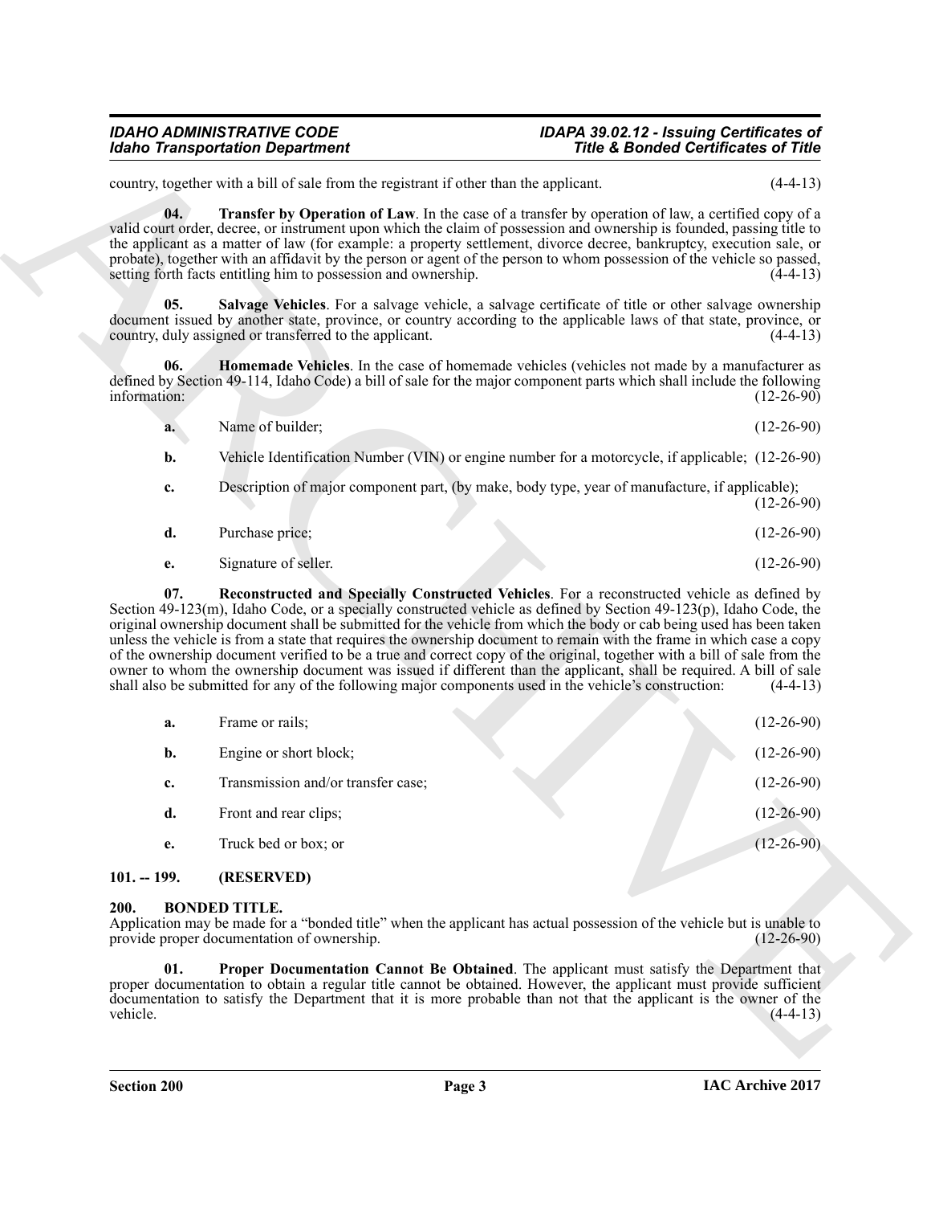country, together with a bill of sale from the registrant if other than the applicant. (4-4-13)

**04. Transfer by Operation of Law**. In the case of a transfer by operation of law, a certified copy of a valid court order, decree, or instrument upon which the claim of possession and ownership is founded, passing title to the applicant as a matter of law (for example: a property settlement, divorce decree, bankruptcy, execution sale, or probate), together with an affidavit by the person or agent of the person to whom possession of the vehicle so passed, setting forth facts entitling him to possession and ownership. (4-4-13)

**05. Salvage Vehicles**. For a salvage vehicle, a salvage certificate of title or other salvage ownership document issued by another state, province, or country according to the applicable laws of that state, province, or country, duly assigned or transferred to the applicant. (4-4-13)

**06. Homemade Vehicles**. In the case of homemade vehicles (vehicles not made by a manufacturer as defined by Section 49-114, Idaho Code) a bill of sale for the major component parts which shall include the following information: (12-26-90)

**a.** Name of builder; (12-26-90)

**b.** Vehicle Identification Number (VIN) or engine number for a motorcycle, if applicable; (12-26-90)

**c.** Description of major component part, (by make, body type, year of manufacture, if applicable); (12-26-90)

**d.** Purchase price; (12-26-90)

**e.** Signature of seller. (12-26-90)

**07. Reconstructed and Specially Constructed Vehicles**. For a reconstructed vehicle as defined by Section 49-123(m), Idaho Code, or a specially constructed vehicle as defined by Section 49-123(p), Idaho Code, the original ownership document shall be submitted for the vehicle from which the body or cab being used has been taken unless the vehicle is from a state that requires the ownership document to remain with the frame in which case a copy of the ownership document verified to be a true and correct copy of the original, together with a bill of sale from the owner to whom the ownership document was issued if different than the applicant, shall be required. A bill of sale shall also be submitted for any of the following major components used in the vehicle's construction: (4-4-13)

**a.** Frame or rails; (12-26-90)

**b.** Engine or short block; (12-26-90)

**c.** Transmission and/or transfer case; (12-26-90)

**d.** Front and rear clips; (12-26-90)

**e.** Truck bed or box; or (12-26-90)

## 101. -- 199. (RESERVED)

## 200. BONDED TITLE.

Application may be made for a "bonded title" when the applicant has actual possession of the vehicle but is unable to provide proper documentation of ownership. (12-26-90)

**01. Proper Documentation Cannot Be Obtained**. The applicant must satisfy the Department that proper documentation to obtain a regular title cannot be obtained. However, the applicant must provide sufficient documentation to satisfy the Department that it is more probable than not that the applicant is the owner of the vehicle. (4-4-13)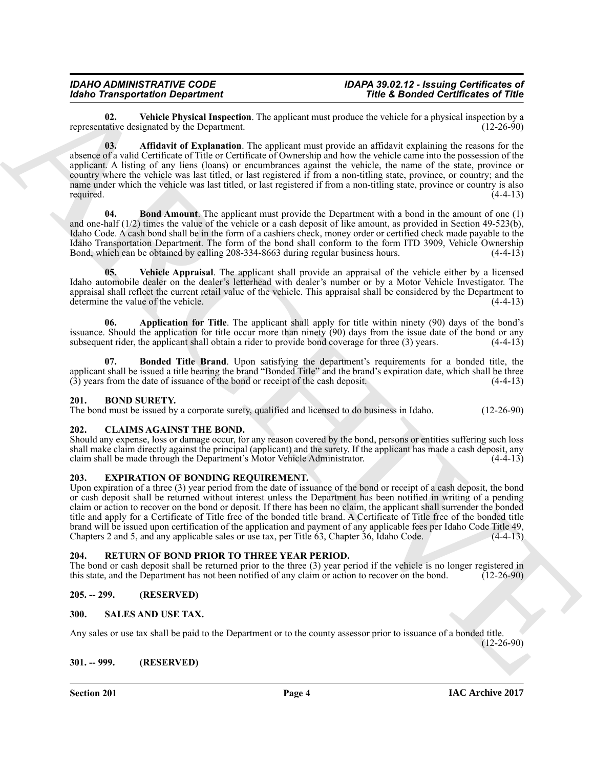**02. Vehicle Physical Inspection**. The applicant must produce the vehicle for a physical inspection by a representative designated by the Department. (12-26-90)

**03. Affidavit of Explanation**. The applicant must provide an affidavit explaining the reasons for the absence of a valid Certificate of Title or Certificate of Ownership and how the vehicle came into the possession of the applicant. A listing of any liens (loans) or encumbrances against the vehicle, the name of the state, province or country where the vehicle was last titled, or last registered if from a non-titling state, province, or country; and the name under which the vehicle was last titled, or last registered if from a non-titling state, province or country is also required. (4-4-13)

**04. Bond Amount**. The applicant must provide the Department with a bond in the amount of one (1) and one-half (1/2) times the value of the vehicle or a cash deposit of like amount, as provided in Section 49-523(b), Idaho Code. A cash bond shall be in the form of a cashiers check, money order or certified check made payable to the Idaho Transportation Department. The form of the bond shall conform to the form ITD 3909, Vehicle Ownership Bond, which can be obtained by calling 208-334-8663 during regular business hours. (4-4-13)

**05. Vehicle Appraisal**. The applicant shall provide an appraisal of the vehicle either by a licensed Idaho automobile dealer on the dealer's letterhead with dealer's number or by a Motor Vehicle Investigator. The appraisal shall reflect the current retail value of the vehicle. This appraisal shall be considered by the Department to determine the value of the vehicle. (4-4-13)

**06. Application for Title**. The applicant shall apply for title within ninety (90) days of the bond's issuance. Should the application for title occur more than ninety (90) days from the issue date of the bond or any subsequent rider, the applicant shall obtain a rider to provide bond coverage for three (3) years. (4-4-13)

**07. Bonded Title Brand**. Upon satisfying the department's requirements for a bonded title, the applicant shall be issued a title bearing the brand "Bonded Title" and the brand's expiration date, which shall be three (3) years from the date of issuance of the bond or receipt of the cash deposit. (4-4-13)

## 201. BOND SURETY.

The bond must be issued by a corporate surety, qualified and licensed to do business in Idaho. (12-26-90)

## 202. CLAIMS AGAINST THE BOND.

Should any expense, loss or damage occur, for any reason covered by the bond, persons or entities suffering such loss shall make claim directly against the principal (applicant) and the surety. If the applicant has made a cash deposit, any claim shall be made through the Department's Motor Vehicle Administrator. (4-4-13)

## 203. EXPIRATION OF BONDING REQUIREMENT.

Upon expiration of a three (3) year period from the date of issuance of the bond or receipt of a cash deposit, the bond or cash deposit shall be returned without interest unless the Department has been notified in writing of a pending claim or action to recover on the bond or deposit. If there has been no claim, the applicant shall surrender the bonded title and apply for a Certificate of Title free of the bonded title brand. A Certificate of Title free of the bonded title brand will be issued upon certification of the application and payment of any applicable fees per Idaho Code Title 49, Chapters 2 and 5, and any applicable sales or use tax, per Title 63, Chapter 36, Idaho Code. (4-4-13)

## 204. RETURN OF BOND PRIOR TO THREE YEAR PERIOD.

The bond or cash deposit shall be returned prior to the three (3) year period if the vehicle is no longer registered in this state, and the Department has not been notified of any claim or action to recover on the bond. (12-26-90)

## 205. -- 299. (RESERVED)

## 300. SALES AND USE TAX.

Any sales or use tax shall be paid to the Department or to the county assessor prior to issuance of a bonded title. (12-26-90)

## 301. -- 999. (RESERVED)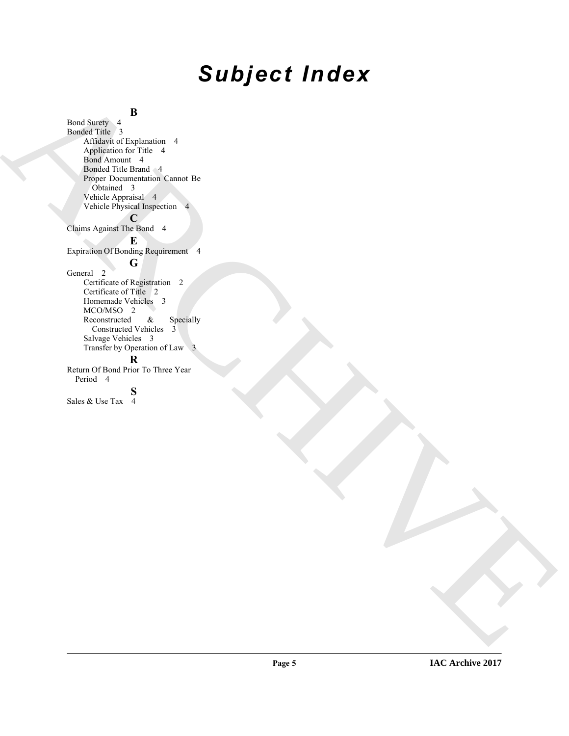# *Subject Index*

**B**

Bond Surety 4
Bonded Title 3
- Affidavit of Explanation 4
- Application for Title 4
- Bond Amount 4
- Bonded Title Brand 4
- Proper Documentation Cannot Be Obtained 3
- Vehicle Appraisal 4
- Vehicle Physical Inspection 4

**C**

Claims Against The Bond 4

**E**

Expiration Of Bonding Requirement 4

**G**

General 2
- Certificate of Registration 2
- Certificate of Title 2
- Homemade Vehicles 3
- MCO/MSO 2
- Reconstructed & Specially Constructed Vehicles 3
- Salvage Vehicles 3
- Transfer by Operation of Law 3

**R**

Return Of Bond Prior To Three Year Period 4

**S**

Sales & Use Tax 4